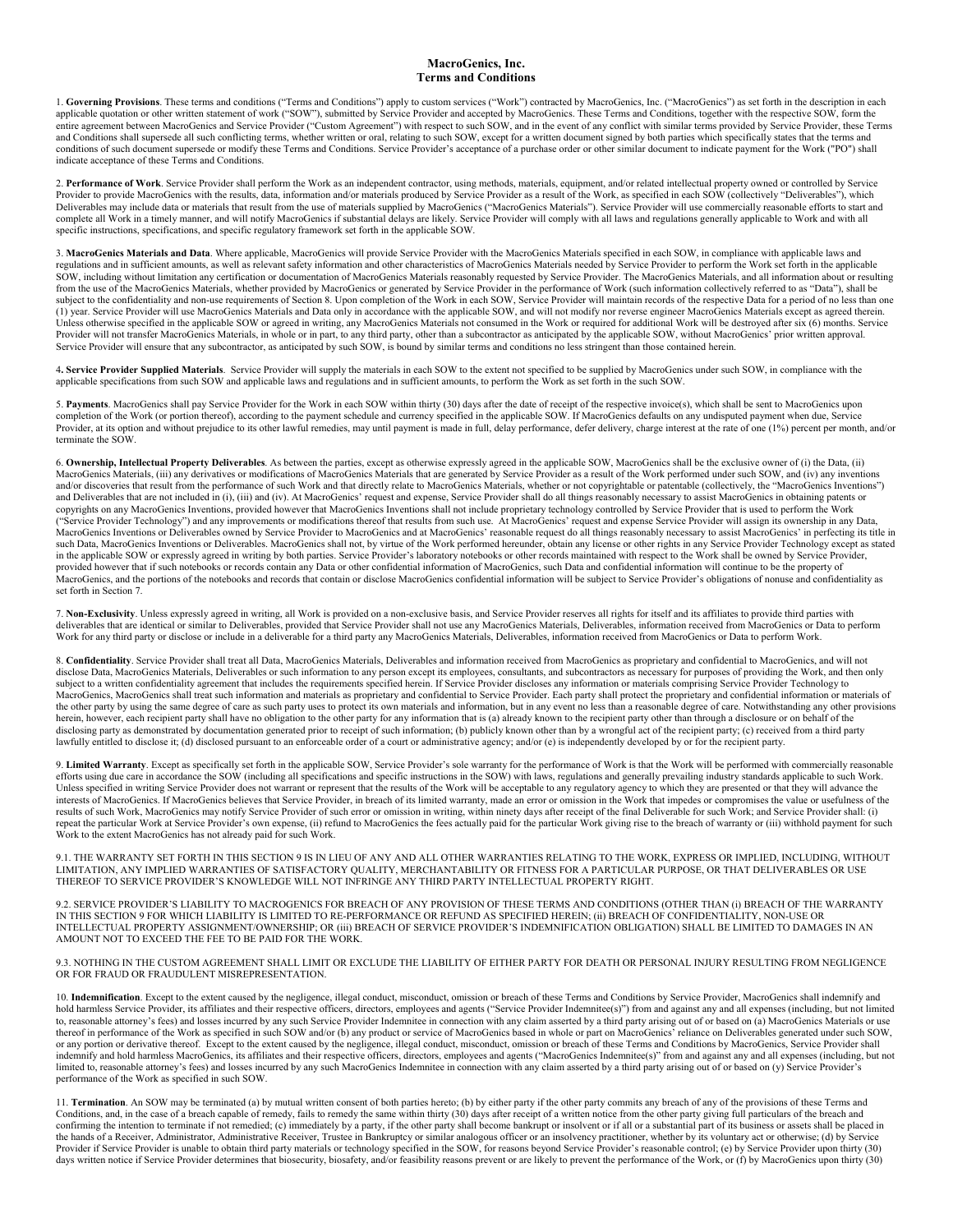# MacroGenics, Inc.
## Terms and Conditions

1. **Governing Provisions**. These terms and conditions ("Terms and Conditions") apply to custom services ("Work") contracted by MacroGenics, Inc. ("MacroGenics") as set forth in the description in each applicable quotation or other written statement of work ("SOW"), submitted by Service Provider and accepted by MacroGenics. These Terms and Conditions, together with the respective SOW, form the entire agreement between MacroGenics and Service Provider ("Custom Agreement") with respect to such SOW, and in the event of any conflict with similar terms provided by Service Provider, these Terms and Conditions shall supersede all such conflicting terms, whether written or oral, relating to such SOW, except for a written document signed by both parties which specifically states that the terms and conditions of such document supersede or modify these Terms and Conditions. Service Provider's acceptance of a purchase order or other similar document to indicate payment for the Work ("PO") shall indicate acceptance of these Terms and Conditions.

2. **Performance of Work**. Service Provider shall perform the Work as an independent contractor, using methods, materials, equipment, and/or related intellectual property owned or controlled by Service Provider to provide MacroGenics with the results, data, information and/or materials produced by Service Provider as a result of the Work, as specified in each SOW (collectively "Deliverables"), which Deliverables may include data or materials that result from the use of materials supplied by MacroGenics ("MacroGenics Materials"). Service Provider will use commercially reasonable efforts to start and complete all Work in a timely manner, and will notify MacroGenics if substantial delays are likely. Service Provider will comply with all laws and regulations generally applicable to Work and with all specific instructions, specifications, and specific regulatory framework set forth in the applicable SOW.

3. **MacroGenics Materials and Data**. Where applicable, MacroGenics will provide Service Provider with the MacroGenics Materials specified in each SOW, in compliance with applicable laws and regulations and in sufficient amounts, as well as relevant safety information and other characteristics of MacroGenics Materials needed by Service Provider to perform the Work set forth in the applicable SOW, including without limitation any certification or documentation of MacroGenics Materials reasonably requested by Service Provider. The MacroGenics Materials, and all information about or resulting from the use of the MacroGenics Materials, whether provided by MacroGenics or generated by Service Provider in the performance of Work (such information collectively referred to as "Data"), shall be subject to the confidentiality and non-use requirements of Section 8. Upon completion of the Work in each SOW, Service Provider will maintain records of the respective Data for a period of no less than one (1) year. Service Provider will use MacroGenics Materials and Data only in accordance with the applicable SOW, and will not modify nor reverse engineer MacroGenics Materials except as agreed therein. Unless otherwise specified in the applicable SOW or agreed in writing, any MacroGenics Materials not consumed in the Work or required for additional Work will be destroyed after six (6) months. Service Provider will not transfer MacroGenics Materials, in whole or in part, to any third party, other than a subcontractor as anticipated by the applicable SOW, without MacroGenics' prior written approval. Service Provider will ensure that any subcontractor, as anticipated by such SOW, is bound by similar terms and conditions no less stringent than those contained herein.

4**. Service Provider Supplied Materials**. Service Provider will supply the materials in each SOW to the extent not specified to be supplied by MacroGenics under such SOW, in compliance with the applicable specifications from such SOW and applicable laws and regulations and in sufficient amounts, to perform the Work as set forth in the such SOW.

5. **Payments**. MacroGenics shall pay Service Provider for the Work in each SOW within thirty (30) days after the date of receipt of the respective invoice(s), which shall be sent to MacroGenics upon completion of the Work (or portion thereof), according to the payment schedule and currency specified in the applicable SOW. If MacroGenics defaults on any undisputed payment when due, Service Provider, at its option and without prejudice to its other lawful remedies, may until payment is made in full, delay performance, defer delivery, charge interest at the rate of one (1%) percent per month, and/or terminate the SOW.

6. **Ownership, Intellectual Property Deliverables**. As between the parties, except as otherwise expressly agreed in the applicable SOW, MacroGenics shall be the exclusive owner of (i) the Data, (ii) MacroGenics Materials, (iii) any derivatives or modifications of MacroGenics Materials that are generated by Service Provider as a result of the Work performed under such SOW, and (iv) any inventions and/or discoveries that result from the performance of such Work and that directly relate to MacroGenics Materials, whether or not copyrightable or patentable (collectively, the "MacroGenics Inventions") and Deliverables that are not included in (i), (iii) and (iv). At MacroGenics' request and expense, Service Provider shall do all things reasonably necessary to assist MacroGenics in obtaining patents or copyrights on any MacroGenics Inventions, provided however that MacroGenics Inventions shall not include proprietary technology controlled by Service Provider that is used to perform the Work ("Service Provider Technology") and any improvements or modifications thereof that results from such use. At MacroGenics' request and expense Service Provider will assign its ownership in any Data, MacroGenics Inventions or Deliverables owned by Service Provider to MacroGenics and at MacroGenics' reasonable request do all things reasonably necessary to assist MacroGenics' in perfecting its title in such Data, MacroGenics Inventions or Deliverables. MacroGenics shall not, by virtue of the Work performed hereunder, obtain any license or other rights in any Service Provider Technology except as stated in the applicable SOW or expressly agreed in writing by both parties. Service Provider's laboratory notebooks or other records maintained with respect to the Work shall be owned by Service Provider, provided however that if such notebooks or records contain any Data or other confidential information of MacroGenics, such Data and confidential information will continue to be the property of MacroGenics, and the portions of the notebooks and records that contain or disclose MacroGenics confidential information will be subject to Service Provider's obligations of nonuse and confidentiality as set forth in Section 7.

7. **Non-Exclusivity**. Unless expressly agreed in writing, all Work is provided on a non-exclusive basis, and Service Provider reserves all rights for itself and its affiliates to provide third parties with deliverables that are identical or similar to Deliverables, provided that Service Provider shall not use any MacroGenics Materials, Deliverables, information received from MacroGenics or Data to perform Work for any third party or disclose or include in a deliverable for a third party any MacroGenics Materials, Deliverables, information received from MacroGenics or Data to perform Work.

8. **Confidentiality**. Service Provider shall treat all Data, MacroGenics Materials, Deliverables and information received from MacroGenics as proprietary and confidential to MacroGenics, and will not disclose Data, MacroGenics Materials, Deliverables or such information to any person except its employees, consultants, and subcontractors as necessary for purposes of providing the Work, and then only subject to a written confidentiality agreement that includes the requirements specified herein. If Service Provider discloses any information or materials comprising Service Provider Technology to MacroGenics, MacroGenics shall treat such information and materials as proprietary and confidential to Service Provider. Each party shall protect the proprietary and confidential information or materials of the other party by using the same degree of care as such party uses to protect its own materials and information, but in any event no less than a reasonable degree of care. Notwithstanding any other provisions herein, however, each recipient party shall have no obligation to the other party for any information that is (a) already known to the recipient party other than through a disclosure or on behalf of the disclosing party as demonstrated by documentation generated prior to receipt of such information; (b) publicly known other than by a wrongful act of the recipient party; (c) received from a third party lawfully entitled to disclose it; (d) disclosed pursuant to an enforceable order of a court or administrative agency; and/or (e) is independently developed by or for the recipient party.

9. **Limited Warranty**. Except as specifically set forth in the applicable SOW, Service Provider's sole warranty for the performance of Work is that the Work will be performed with commercially reasonable efforts using due care in accordance the SOW (including all specifications and specific instructions in the SOW) with laws, regulations and generally prevailing industry standards applicable to such Work. Unless specified in writing Service Provider does not warrant or represent that the results of the Work will be acceptable to any regulatory agency to which they are presented or that they will advance the interests of MacroGenics. If MacroGenics believes that Service Provider, in breach of its limited warranty, made an error or omission in the Work that impedes or compromises the value or usefulness of the results of such Work, MacroGenics may notify Service Provider of such error or omission in writing, within ninety days after receipt of the final Deliverable for such Work; and Service Provider shall: (i) repeat the particular Work at Service Provider's own expense, (ii) refund to MacroGenics the fees actually paid for the particular Work giving rise to the breach of warranty or (iii) withhold payment for such Work to the extent MacroGenics has not already paid for such Work.

9.1. THE WARRANTY SET FORTH IN THIS SECTION 9 IS IN LIEU OF ANY AND ALL OTHER WARRANTIES RELATING TO THE WORK, EXPRESS OR IMPLIED, INCLUDING, WITHOUT LIMITATION, ANY IMPLIED WARRANTIES OF SATISFACTORY QUALITY, MERCHANTABILITY OR FITNESS FOR A PARTICULAR PURPOSE, OR THAT DELIVERABLES OR USE THEREOF TO SERVICE PROVIDER'S KNOWLEDGE WILL NOT INFRINGE ANY THIRD PARTY INTELLECTUAL PROPERTY RIGHT.

9.2. SERVICE PROVIDER'S LIABILITY TO MACROGENICS FOR BREACH OF ANY PROVISION OF THESE TERMS AND CONDITIONS (OTHER THAN (i) BREACH OF THE WARRANTY IN THIS SECTION 9 FOR WHICH LIABILITY IS LIMITED TO RE-PERFORMANCE OR REFUND AS SPECIFIED HEREIN; (ii) BREACH OF CONFIDENTIALITY, NON-USE OR INTELLECTUAL PROPERTY ASSIGNMENT/OWNERSHIP; OR (iii) BREACH OF SERVICE PROVIDER'S INDEMNIFICATION OBLIGATION) SHALL BE LIMITED TO DAMAGES IN AN AMOUNT NOT TO EXCEED THE FEE TO BE PAID FOR THE WORK.

9.3. NOTHING IN THE CUSTOM AGREEMENT SHALL LIMIT OR EXCLUDE THE LIABILITY OF EITHER PARTY FOR DEATH OR PERSONAL INJURY RESULTING FROM NEGLIGENCE OR FOR FRAUD OR FRAUDULENT MISREPRESENTATION.

10. **Indemnification**. Except to the extent caused by the negligence, illegal conduct, misconduct, omission or breach of these Terms and Conditions by Service Provider, MacroGenics shall indemnify and hold harmless Service Provider, its affiliates and their respective officers, directors, employees and agents ("Service Provider Indemnitee(s)") from and against any and all expenses (including, but not limited to, reasonable attorney's fees) and losses incurred by any such Service Provider Indemnitee in connection with any claim asserted by a third party arising out of or based on (a) MacroGenics Materials or use thereof in performance of the Work as specified in such SOW and/or (b) any product or service of MacroGenics based in whole or part on MacroGenics' reliance on Deliverables generated under such SOW, or any portion or derivative thereof. Except to the extent caused by the negligence, illegal conduct, misconduct, omission or breach of these Terms and Conditions by MacroGenics, Service Provider shall indemnify and hold harmless MacroGenics, its affiliates and their respective officers, directors, employees and agents ("MacroGenics Indemnitee(s)" from and against any and all expenses (including, but not limited to, reasonable attorney's fees) and losses incurred by any such MacroGenics Indemnitee in connection with any claim asserted by a third party arising out of or based on (y) Service Provider's performance of the Work as specified in such SOW.

11. **Termination**. An SOW may be terminated (a) by mutual written consent of both parties hereto; (b) by either party if the other party commits any breach of any of the provisions of these Terms and Conditions, and, in the case of a breach capable of remedy, fails to remedy the same within thirty (30) days after receipt of a written notice from the other party giving full particulars of the breach and confirming the intention to terminate if not remedied; (c) immediately by a party, if the other party shall become bankrupt or insolvent or if all or a substantial part of its business or assets shall be placed in the hands of a Receiver, Administrator, Administrative Receiver, Trustee in Bankruptcy or similar analogous officer or an insolvency practitioner, whether by its voluntary act or otherwise; (d) by Service Provider if Service Provider is unable to obtain third party materials or technology specified in the SOW, for reasons beyond Service Provider's reasonable control; (e) by Service Provider upon thirty (30) days written notice if Service Provider determines that biosecurity, biosafety, and/or feasibility reasons prevent or are likely to prevent the performance of the Work, or (f) by MacroGenics upon thirty (30)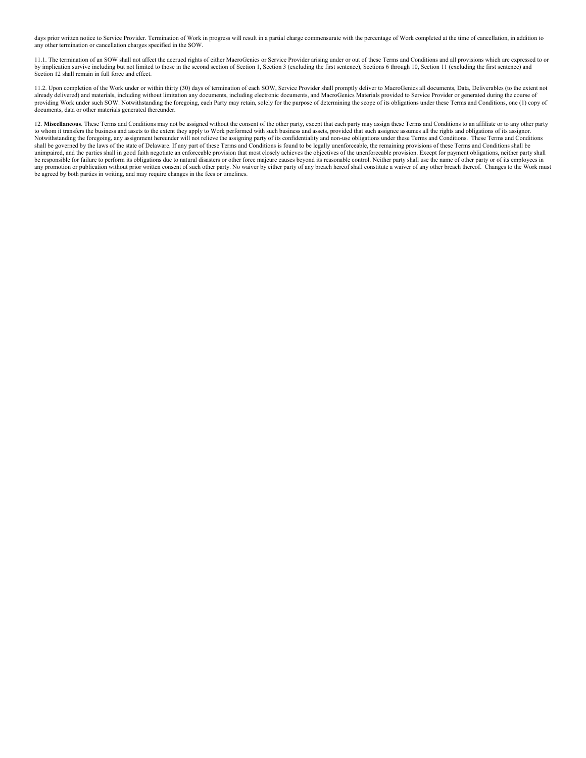days prior written notice to Service Provider. Termination of Work in progress will result in a partial charge commensurate with the percentage of Work completed at the time of cancellation, in addition to any other termination or cancellation charges specified in the SOW.

11.1. The termination of an SOW shall not affect the accrued rights of either MacroGenics or Service Provider arising under or out of these Terms and Conditions and all provisions which are expressed to or by implication survive including but not limited to those in the second section of Section 1, Section 3 (excluding the first sentence), Sections 6 through 10, Section 11 (excluding the first sentence) and Section 12 shall remain in full force and effect.

11.2. Upon completion of the Work under or within thirty (30) days of termination of each SOW, Service Provider shall promptly deliver to MacroGenics all documents, Data, Deliverables (to the extent not already delivered) and materials, including without limitation any documents, including electronic documents, and MacroGenics Materials provided to Service Provider or generated during the course of providing Work under such SOW. Notwithstanding the foregoing, each Party may retain, solely for the purpose of determining the scope of its obligations under these Terms and Conditions, one (1) copy of documents, data or other materials generated thereunder.

12. **Miscellaneous**. These Terms and Conditions may not be assigned without the consent of the other party, except that each party may assign these Terms and Conditions to an affiliate or to any other party to whom it transfers the business and assets to the extent they apply to Work performed with such business and assets, provided that such assignee assumes all the rights and obligations of its assignor. Notwithstanding the foregoing, any assignment hereunder will not relieve the assigning party of its confidentiality and non-use obligations under these Terms and Conditions. These Terms and Conditions shall be governed by the laws of the state of Delaware. If any part of these Terms and Conditions is found to be legally unenforceable, the remaining provisions of these Terms and Conditions shall be unimpaired, and the parties shall in good faith negotiate an enforceable provision that most closely achieves the objectives of the unenforceable provision. Except for payment obligations, neither party shall be responsible for failure to perform its obligations due to natural disasters or other force majeure causes beyond its reasonable control. Neither party shall use the name of other party or of its employees in any promotion or publication without prior written consent of such other party. No waiver by either party of any breach hereof shall constitute a waiver of any other breach thereof. Changes to the Work must be agreed by both parties in writing, and may require changes in the fees or timelines.